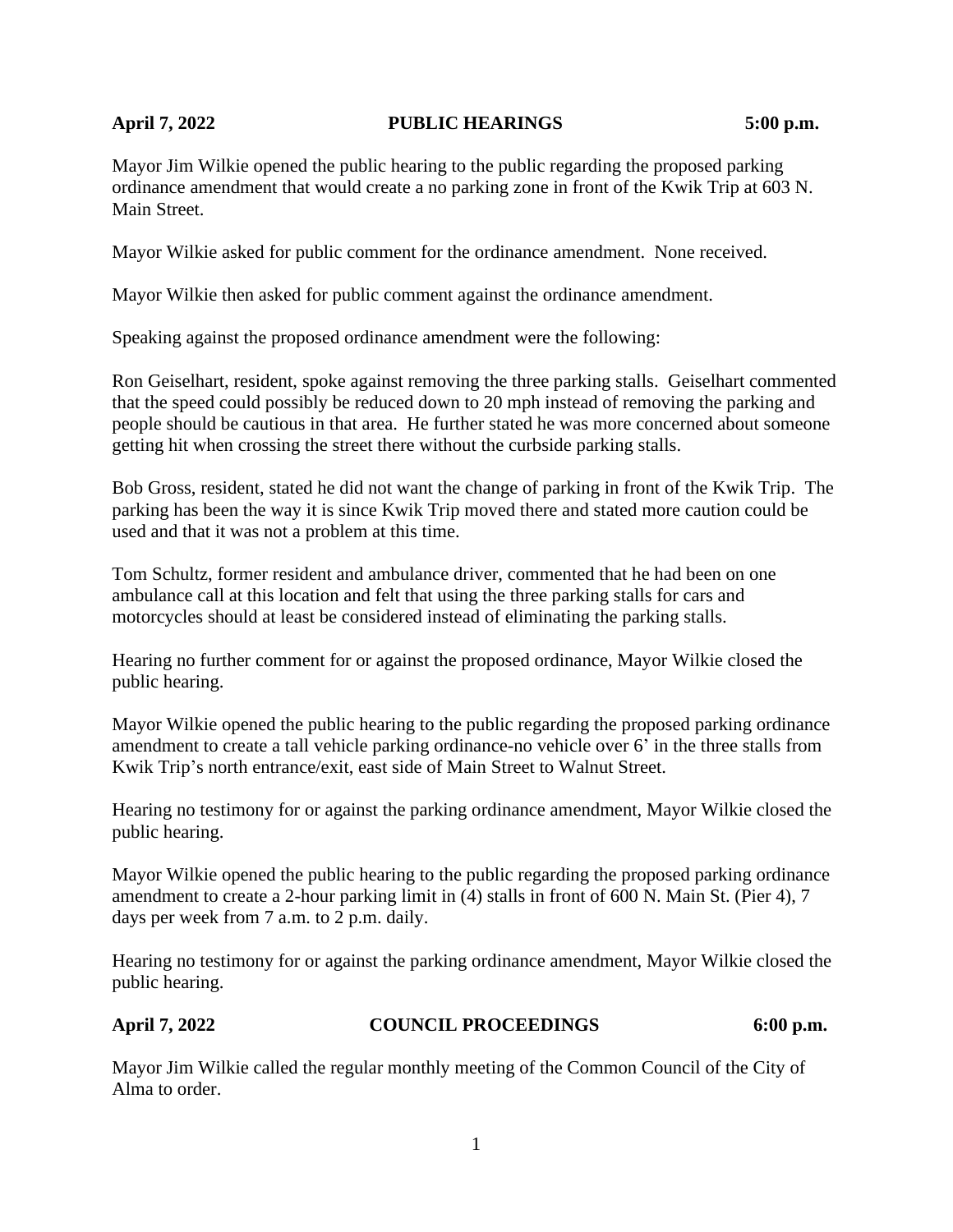**April 7, 2022 PUBLIC HEARINGS 5:00 p.m.**

Mayor Jim Wilkie opened the public hearing to the public regarding the proposed parking ordinance amendment that would create a no parking zone in front of the Kwik Trip at 603 N. Main Street.

Mayor Wilkie asked for public comment for the ordinance amendment. None received.

Mayor Wilkie then asked for public comment against the ordinance amendment.

Speaking against the proposed ordinance amendment were the following:

Ron Geiselhart, resident, spoke against removing the three parking stalls. Geiselhart commented that the speed could possibly be reduced down to 20 mph instead of removing the parking and people should be cautious in that area. He further stated he was more concerned about someone getting hit when crossing the street there without the curbside parking stalls.

Bob Gross, resident, stated he did not want the change of parking in front of the Kwik Trip. The parking has been the way it is since Kwik Trip moved there and stated more caution could be used and that it was not a problem at this time.

Tom Schultz, former resident and ambulance driver, commented that he had been on one ambulance call at this location and felt that using the three parking stalls for cars and motorcycles should at least be considered instead of eliminating the parking stalls.

Hearing no further comment for or against the proposed ordinance, Mayor Wilkie closed the public hearing.

Mayor Wilkie opened the public hearing to the public regarding the proposed parking ordinance amendment to create a tall vehicle parking ordinance-no vehicle over 6' in the three stalls from Kwik Trip's north entrance/exit, east side of Main Street to Walnut Street.

Hearing no testimony for or against the parking ordinance amendment, Mayor Wilkie closed the public hearing.

Mayor Wilkie opened the public hearing to the public regarding the proposed parking ordinance amendment to create a 2-hour parking limit in (4) stalls in front of 600 N. Main St. (Pier 4), 7 days per week from 7 a.m. to 2 p.m. daily.

Hearing no testimony for or against the parking ordinance amendment, Mayor Wilkie closed the public hearing.

**April 7, 2022 COUNCIL PROCEEDINGS 6:00 p.m.**

Mayor Jim Wilkie called the regular monthly meeting of the Common Council of the City of Alma to order.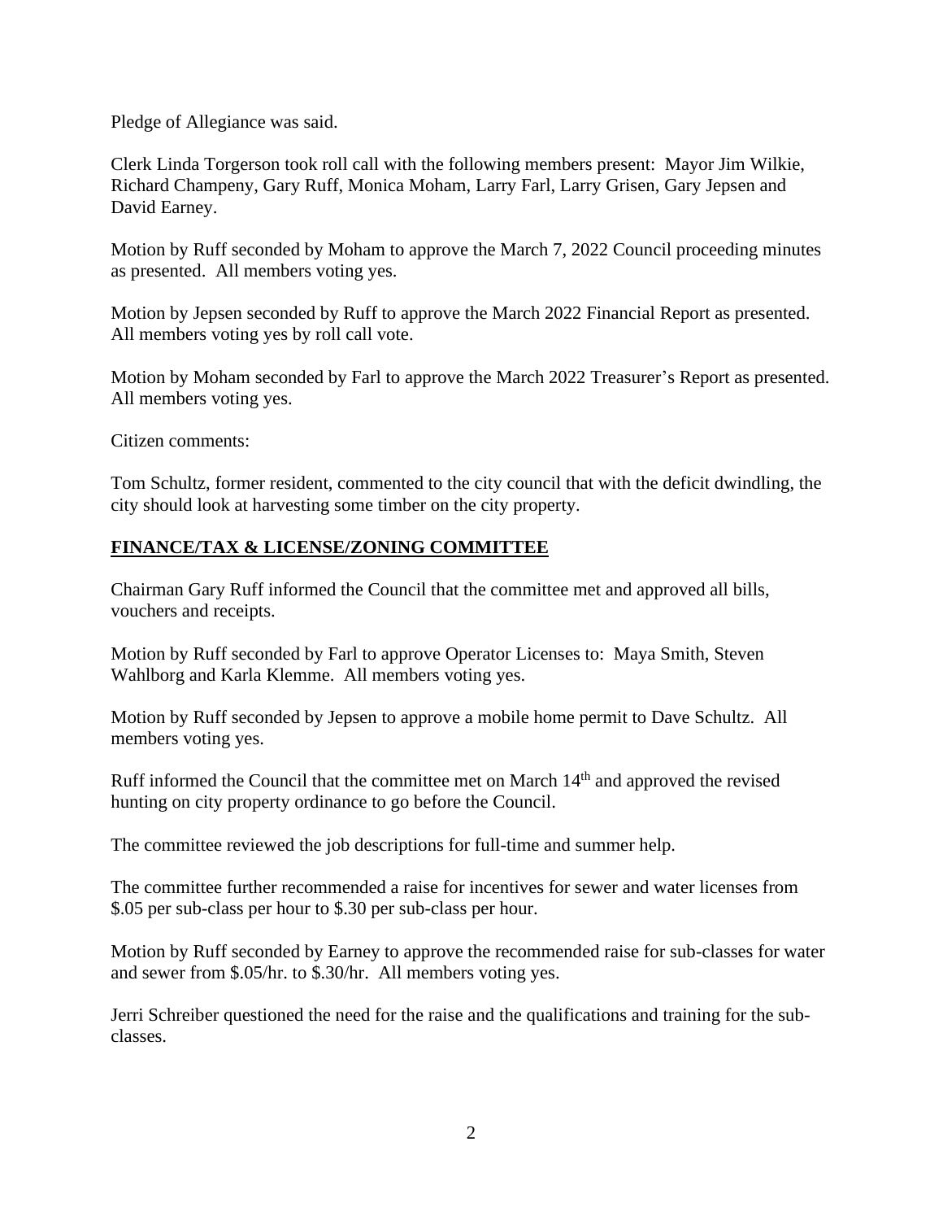Pledge of Allegiance was said.

Clerk Linda Torgerson took roll call with the following members present: Mayor Jim Wilkie, Richard Champeny, Gary Ruff, Monica Moham, Larry Farl, Larry Grisen, Gary Jepsen and David Earney.

Motion by Ruff seconded by Moham to approve the March 7, 2022 Council proceeding minutes as presented. All members voting yes.

Motion by Jepsen seconded by Ruff to approve the March 2022 Financial Report as presented. All members voting yes by roll call vote.

Motion by Moham seconded by Farl to approve the March 2022 Treasurer's Report as presented. All members voting yes.

Citizen comments:

Tom Schultz, former resident, commented to the city council that with the deficit dwindling, the city should look at harvesting some timber on the city property.

**FINANCE/TAX & LICENSE/ZONING COMMITTEE**

Chairman Gary Ruff informed the Council that the committee met and approved all bills, vouchers and receipts.

Motion by Ruff seconded by Farl to approve Operator Licenses to: Maya Smith, Steven Wahlborg and Karla Klemme. All members voting yes.

Motion by Ruff seconded by Jepsen to approve a mobile home permit to Dave Schultz. All members voting yes.

Ruff informed the Council that the committee met on March 14th and approved the revised hunting on city property ordinance to go before the Council.

The committee reviewed the job descriptions for full-time and summer help.

The committee further recommended a raise for incentives for sewer and water licenses from $.05 per sub-class per hour to $.30 per sub-class per hour.

Motion by Ruff seconded by Earney to approve the recommended raise for sub-classes for water and sewer from $.05/hr. to $.30/hr. All members voting yes.

Jerri Schreiber questioned the need for the raise and the qualifications and training for the sub-classes.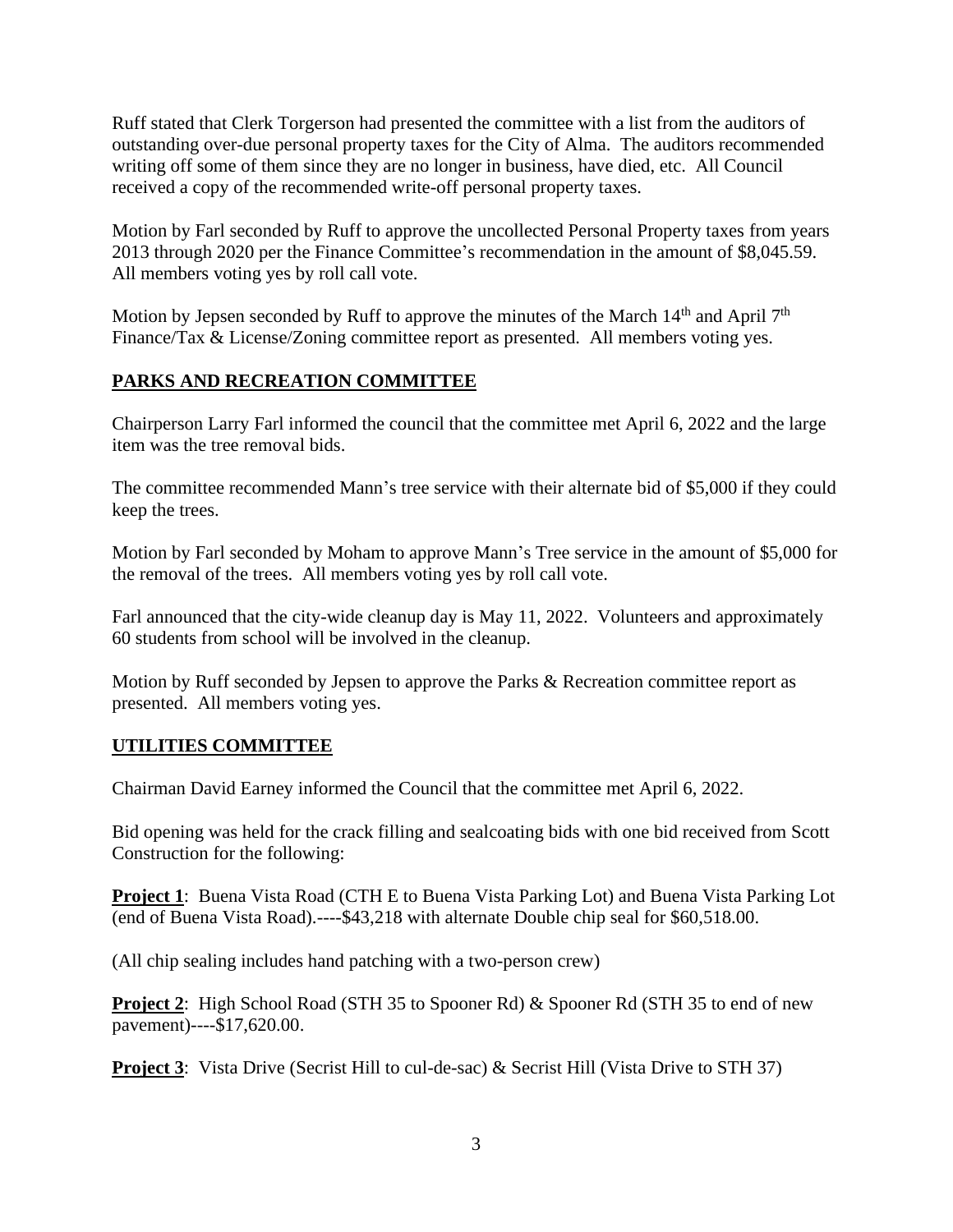Ruff stated that Clerk Torgerson had presented the committee with a list from the auditors of outstanding over-due personal property taxes for the City of Alma. The auditors recommended writing off some of them since they are no longer in business, have died, etc. All Council received a copy of the recommended write-off personal property taxes.

Motion by Farl seconded by Ruff to approve the uncollected Personal Property taxes from years 2013 through 2020 per the Finance Committee's recommendation in the amount of $8,045.59. All members voting yes by roll call vote.

Motion by Jepsen seconded by Ruff to approve the minutes of the March 14th and April 7th Finance/Tax & License/Zoning committee report as presented. All members voting yes.

## PARKS AND RECREATION COMMITTEE

Chairperson Larry Farl informed the council that the committee met April 6, 2022 and the large item was the tree removal bids.

The committee recommended Mann's tree service with their alternate bid of $5,000 if they could keep the trees.

Motion by Farl seconded by Moham to approve Mann's Tree service in the amount of $5,000 for the removal of the trees. All members voting yes by roll call vote.

Farl announced that the city-wide cleanup day is May 11, 2022. Volunteers and approximately 60 students from school will be involved in the cleanup.

Motion by Ruff seconded by Jepsen to approve the Parks & Recreation committee report as presented. All members voting yes.

## UTILITIES COMMITTEE

Chairman David Earney informed the Council that the committee met April 6, 2022.

Bid opening was held for the crack filling and sealcoating bids with one bid received from Scott Construction for the following:

**Project 1**: Buena Vista Road (CTH E to Buena Vista Parking Lot) and Buena Vista Parking Lot (end of Buena Vista Road).----$43,218 with alternate Double chip seal for $60,518.00.

(All chip sealing includes hand patching with a two-person crew)

**Project 2**: High School Road (STH 35 to Spooner Rd) & Spooner Rd (STH 35 to end of new pavement)----$17,620.00.

**Project 3**: Vista Drive (Secrist Hill to cul-de-sac) & Secrist Hill (Vista Drive to STH 37)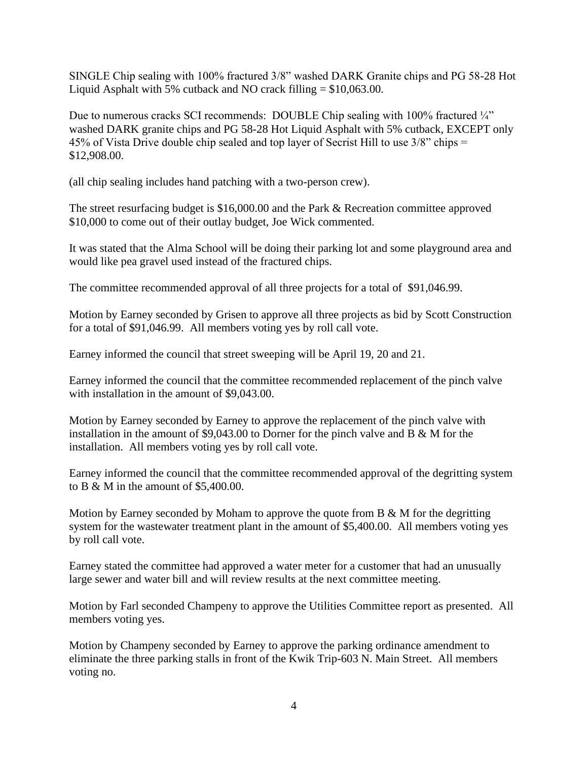SINGLE Chip sealing with 100% fractured 3/8" washed DARK Granite chips and PG 58-28 Hot Liquid Asphalt with 5% cutback and NO crack filling = $10,063.00.

Due to numerous cracks SCI recommends: DOUBLE Chip sealing with 100% fractured ¼" washed DARK granite chips and PG 58-28 Hot Liquid Asphalt with 5% cutback, EXCEPT only 45% of Vista Drive double chip sealed and top layer of Secrist Hill to use 3/8" chips = $12,908.00.

(all chip sealing includes hand patching with a two-person crew).

The street resurfacing budget is $16,000.00 and the Park & Recreation committee approved $10,000 to come out of their outlay budget, Joe Wick commented.

It was stated that the Alma School will be doing their parking lot and some playground area and would like pea gravel used instead of the fractured chips.

The committee recommended approval of all three projects for a total of $91,046.99.

Motion by Earney seconded by Grisen to approve all three projects as bid by Scott Construction for a total of $91,046.99. All members voting yes by roll call vote.

Earney informed the council that street sweeping will be April 19, 20 and 21.

Earney informed the council that the committee recommended replacement of the pinch valve with installation in the amount of $9,043.00.

Motion by Earney seconded by Earney to approve the replacement of the pinch valve with installation in the amount of $9,043.00 to Dorner for the pinch valve and B & M for the installation. All members voting yes by roll call vote.

Earney informed the council that the committee recommended approval of the degritting system to B & M in the amount of $5,400.00.

Motion by Earney seconded by Moham to approve the quote from B & M for the degritting system for the wastewater treatment plant in the amount of $5,400.00. All members voting yes by roll call vote.

Earney stated the committee had approved a water meter for a customer that had an unusually large sewer and water bill and will review results at the next committee meeting.

Motion by Farl seconded Champeny to approve the Utilities Committee report as presented. All members voting yes.

Motion by Champeny seconded by Earney to approve the parking ordinance amendment to eliminate the three parking stalls in front of the Kwik Trip-603 N. Main Street. All members voting no.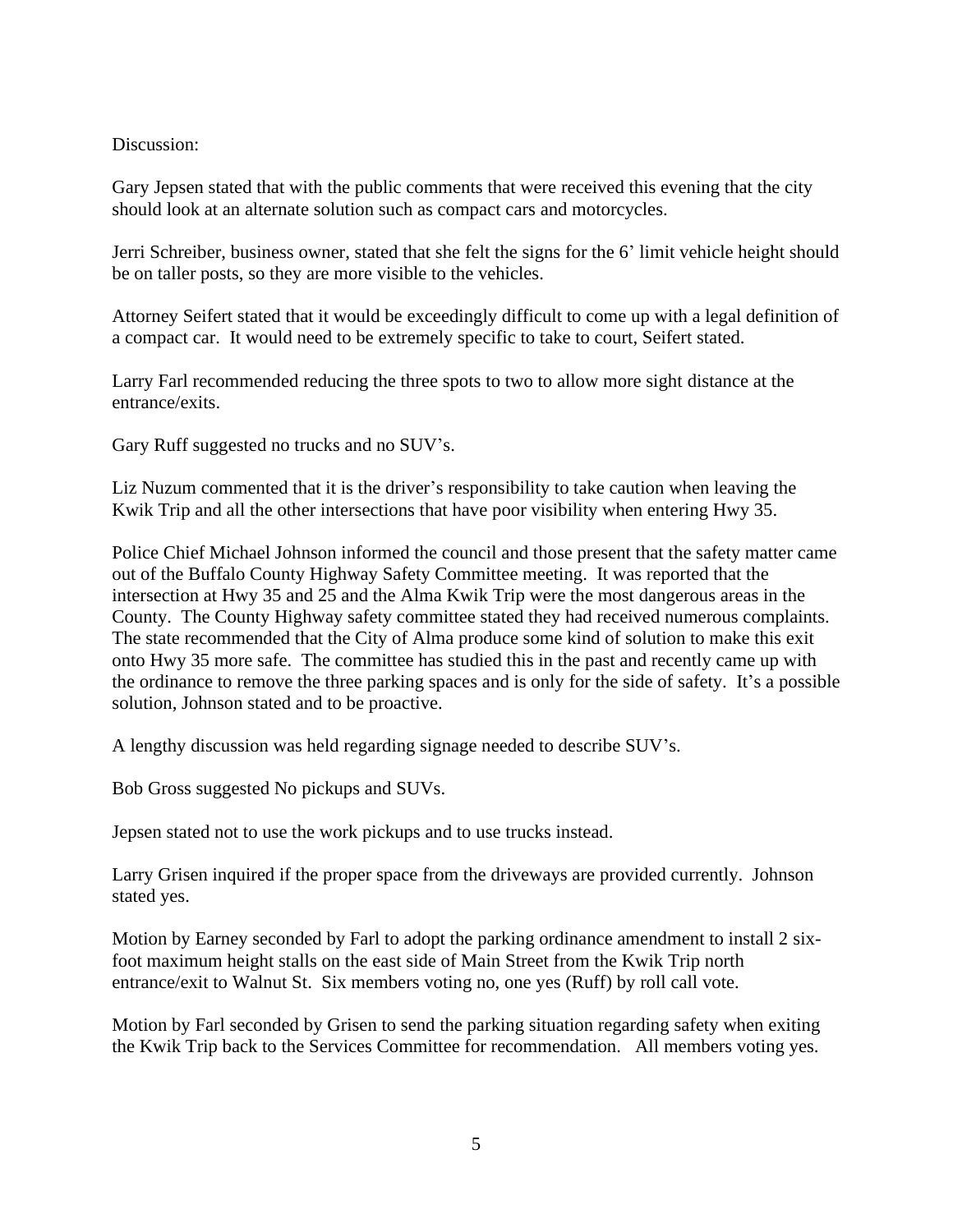Discussion:

Gary Jepsen stated that with the public comments that were received this evening that the city should look at an alternate solution such as compact cars and motorcycles.

Jerri Schreiber, business owner, stated that she felt the signs for the 6' limit vehicle height should be on taller posts, so they are more visible to the vehicles.

Attorney Seifert stated that it would be exceedingly difficult to come up with a legal definition of a compact car. It would need to be extremely specific to take to court, Seifert stated.

Larry Farl recommended reducing the three spots to two to allow more sight distance at the entrance/exits.

Gary Ruff suggested no trucks and no SUV's.

Liz Nuzum commented that it is the driver's responsibility to take caution when leaving the Kwik Trip and all the other intersections that have poor visibility when entering Hwy 35.

Police Chief Michael Johnson informed the council and those present that the safety matter came out of the Buffalo County Highway Safety Committee meeting. It was reported that the intersection at Hwy 35 and 25 and the Alma Kwik Trip were the most dangerous areas in the County. The County Highway safety committee stated they had received numerous complaints. The state recommended that the City of Alma produce some kind of solution to make this exit onto Hwy 35 more safe. The committee has studied this in the past and recently came up with the ordinance to remove the three parking spaces and is only for the side of safety. It's a possible solution, Johnson stated and to be proactive.

A lengthy discussion was held regarding signage needed to describe SUV's.

Bob Gross suggested No pickups and SUVs.

Jepsen stated not to use the work pickups and to use trucks instead.

Larry Grisen inquired if the proper space from the driveways are provided currently. Johnson stated yes.

Motion by Earney seconded by Farl to adopt the parking ordinance amendment to install 2 six-foot maximum height stalls on the east side of Main Street from the Kwik Trip north entrance/exit to Walnut St. Six members voting no, one yes (Ruff) by roll call vote.

Motion by Farl seconded by Grisen to send the parking situation regarding safety when exiting the Kwik Trip back to the Services Committee for recommendation. All members voting yes.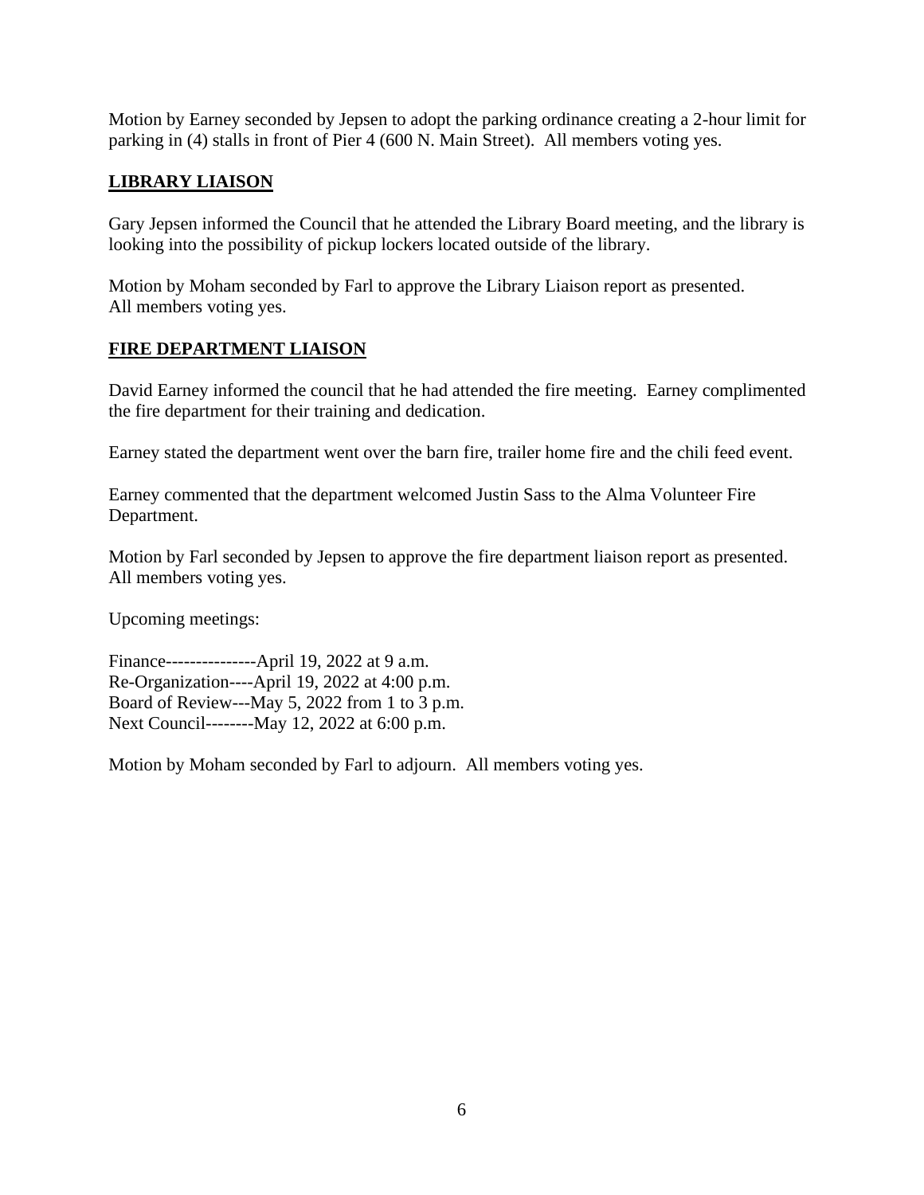Motion by Earney seconded by Jepsen to adopt the parking ordinance creating a 2-hour limit for parking in (4) stalls in front of Pier 4 (600 N. Main Street). All members voting yes.

## **LIBRARY LIAISON**

Gary Jepsen informed the Council that he attended the Library Board meeting, and the library is looking into the possibility of pickup lockers located outside of the library.

Motion by Moham seconded by Farl to approve the Library Liaison report as presented. All members voting yes.

## **FIRE DEPARTMENT LIAISON**

David Earney informed the council that he had attended the fire meeting. Earney complimented the fire department for their training and dedication.

Earney stated the department went over the barn fire, trailer home fire and the chili feed event.

Earney commented that the department welcomed Justin Sass to the Alma Volunteer Fire Department.

Motion by Farl seconded by Jepsen to approve the fire department liaison report as presented. All members voting yes.

Upcoming meetings:

Finance---------------April 19, 2022 at 9 a.m.
Re-Organization----April 19, 2022 at 4:00 p.m.
Board of Review---May 5, 2022 from 1 to 3 p.m.
Next Council--------May 12, 2022 at 6:00 p.m.

Motion by Moham seconded by Farl to adjourn. All members voting yes.